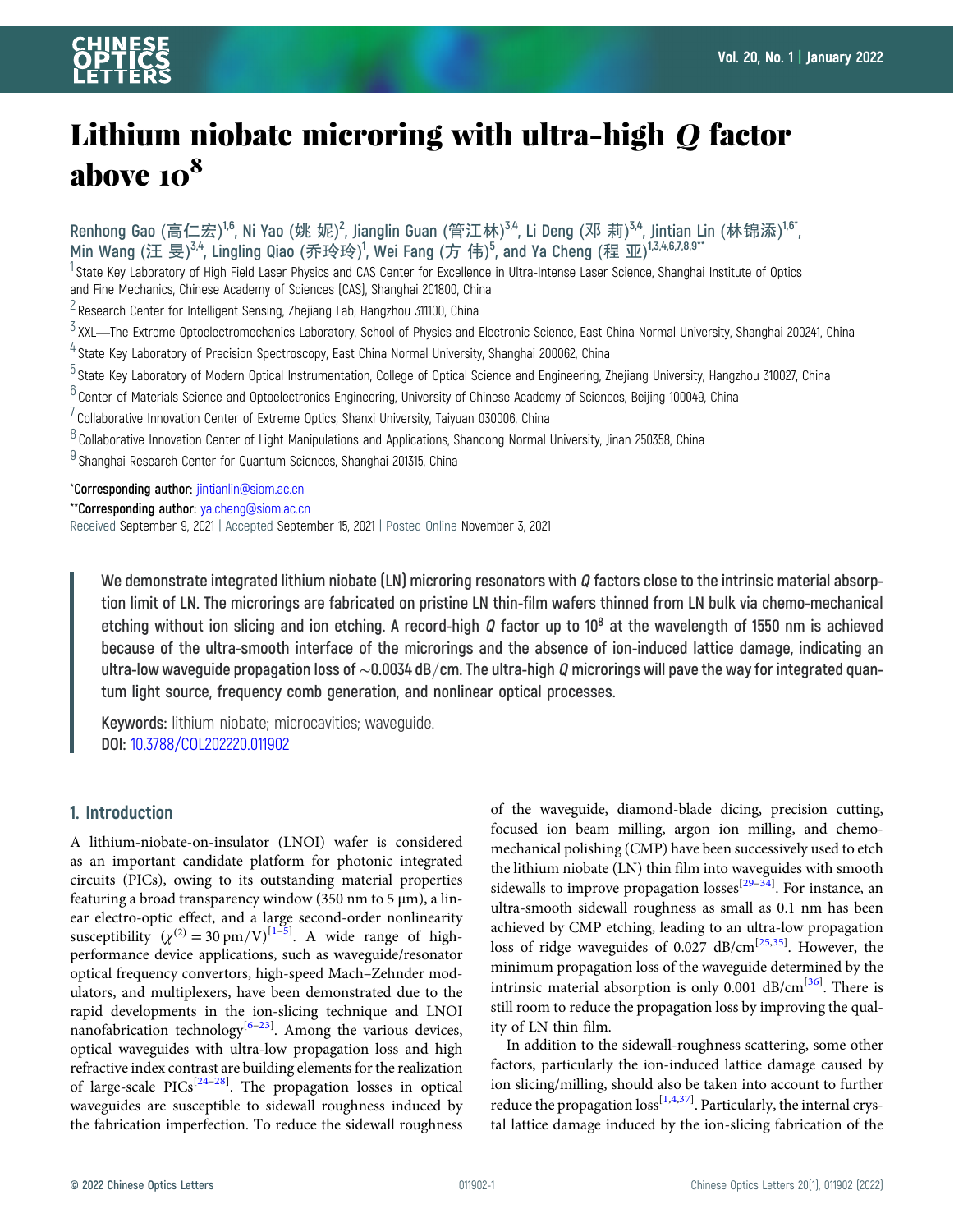# Lithium niobate microring with ultra-high $Q$ factor above $10^8$

Renhong Gao (高仁宏)[1,6], Ni Yao (姚 妮)[2], Jianglin Guan (管江林)[3,4], Li Deng (邓 莉)[3,4], Jintian Lin (林锦添)[1,6*], Min Wang (汪 旻)[3,4], Lingling Qiao (乔玲玲)[1], Wei Fang (方 伟)[5], and Ya Cheng (程 亚)[1,3,4,6,7,8,9**]

[1] State Key Laboratory of High Field Laser Physics and CAS Center for Excellence in Ultra-Intense Laser Science, Shanghai Institute of Optics and Fine Mechanics, Chinese Academy of Sciences (CAS), Shanghai 201800, China

[2] Research Center for Intelligent Sensing, Zhejiang Lab, Hangzhou 311100, China

[3] XXL—The Extreme Optoelectromechanics Laboratory, School of Physics and Electronic Science, East China Normal University, Shanghai 200241, China

[4] State Key Laboratory of Precision Spectroscopy, East China Normal University, Shanghai 200062, China

[5] State Key Laboratory of Modern Optical Instrumentation, College of Optical Science and Engineering, Zhejiang University, Hangzhou 310027, China

[6] Center of Materials Science and Optoelectronics Engineering, University of Chinese Academy of Sciences, Beijing 100049, China

[7] Collaborative Innovation Center of Extreme Optics, Shanxi University, Taiyuan 030006, China

[8] Collaborative Innovation Center of Light Manipulations and Applications, Shandong Normal University, Jinan 250358, China

[9] Shanghai Research Center for Quantum Sciences, Shanghai 201315, China

*Corresponding author: jintianlin@siom.ac.cn

**Corresponding author: ya.cheng@siom.ac.cn

Received September 9, 2021 | Accepted September 15, 2021 | Posted Online November 3, 2021

**We demonstrate integrated lithium niobate (LN) microring resonators with $Q$ factors close to the intrinsic material absorption limit of LN. The microrings are fabricated on pristine LN thin-film wafers thinned from LN bulk via chemo-mechanical etching without ion slicing and ion etching. A record-high $Q$ factor up to $10^8$ at the wavelength of 1550 nm is achieved because of the ultra-smooth interface of the microrings and the absence of ion-induced lattice damage, indicating an ultra-low waveguide propagation loss of $\sim$0.0034 dB/cm. The ultra-high $Q$ microrings will pave the way for integrated quantum light source, frequency comb generation, and nonlinear optical processes.**

**Keywords:** lithium niobate; microcavities; waveguide.

**DOI:** 10.3788/COL202220.011902

## 1. Introduction

A lithium-niobate-on-insulator (LNOI) wafer is considered as an important candidate platform for photonic integrated circuits (PICs), owing to its outstanding material properties featuring a broad transparency window (350 nm to 5 μm), a linear electro-optic effect, and a large second-order nonlinearity susceptibility ($\chi^{(2)} = 30\,\text{pm/V}$)[1–5]. A wide range of high-performance device applications, such as waveguide/resonator optical frequency convertors, high-speed Mach–Zehnder modulators, and multiplexers, have been demonstrated due to the rapid developments in the ion-slicing technique and LNOI nanofabrication technology[6–23]. Among the various devices, optical waveguides with ultra-low propagation loss and high refractive index contrast are building elements for the realization of large-scale PICs[24–28]. The propagation losses in optical waveguides are susceptible to sidewall roughness induced by the fabrication imperfection. To reduce the sidewall roughness of the waveguide, diamond-blade dicing, precision cutting, focused ion beam milling, argon ion milling, and chemo-mechanical polishing (CMP) have been successively used to etch the lithium niobate (LN) thin film into waveguides with smooth sidewalls to improve propagation losses[29–34]. For instance, an ultra-smooth sidewall roughness as small as 0.1 nm has been achieved by CMP etching, leading to an ultra-low propagation loss of ridge waveguides of 0.027 dB/cm[25,35]. However, the minimum propagation loss of the waveguide determined by the intrinsic material absorption is only 0.001 dB/cm[36]. There is still room to reduce the propagation loss by improving the quality of LN thin film.

In addition to the sidewall-roughness scattering, some other factors, particularly the ion-induced lattice damage caused by ion slicing/milling, should also be taken into account to further reduce the propagation loss[1,4,37]. Particularly, the internal crystal lattice damage induced by the ion-slicing fabrication of the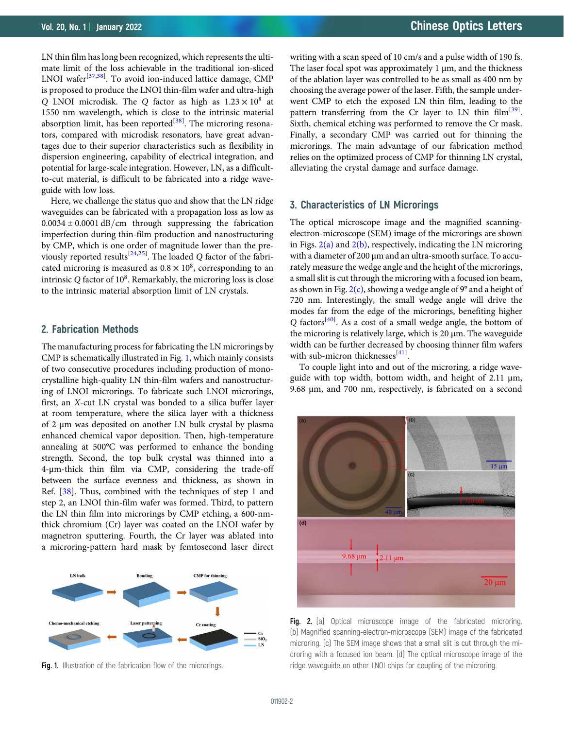LN thin film has long been recognized, which represents the ultimate limit of the loss achievable in the traditional ion-sliced LNOI wafer[37,38]. To avoid ion-induced lattice damage, CMP is proposed to produce the LNOI thin-film wafer and ultra-high $Q$ LNOI microdisk. The $Q$ factor as high as $1.23 \times 10^8$ at 1550 nm wavelength, which is close to the intrinsic material absorption limit, has been reported[38]. The microring resonators, compared with microdisk resonators, have great advantages due to their superior characteristics such as flexibility in dispersion engineering, capability of electrical integration, and potential for large-scale integration. However, LN, as a difficult-to-cut material, is difficult to be fabricated into a ridge waveguide with low loss.

Here, we challenge the status quo and show that the LN ridge waveguides can be fabricated with a propagation loss as low as $0.0034 \pm 0.0001$ dB/cm through suppressing the fabrication imperfection during thin-film production and nanostructuring by CMP, which is one order of magnitude lower than the previously reported results[24,25]. The loaded $Q$ factor of the fabricated microring is measured as $0.8 \times 10^8$, corresponding to an intrinsic $Q$ factor of $10^8$. Remarkably, the microring loss is close to the intrinsic material absorption limit of LN crystals.

## 2. Fabrication Methods

The manufacturing process for fabricating the LN microrings by CMP is schematically illustrated in Fig. 1, which mainly consists of two consecutive procedures including production of monocrystalline high-quality LN thin-film wafers and nanostructuring of LNOI microrings. To fabricate such LNOI microrings, first, an $X$-cut LN crystal was bonded to a silica buffer layer at room temperature, where the silica layer with a thickness of 2 μm was deposited on another LN bulk crystal by plasma enhanced chemical vapor deposition. Then, high-temperature annealing at 500°C was performed to enhance the bonding strength. Second, the top bulk crystal was thinned into a 4-μm-thick thin film via CMP, considering the trade-off between the surface evenness and thickness, as shown in Ref. [38]. Thus, combined with the techniques of step 1 and step 2, an LNOI thin-film wafer was formed. Third, to pattern the LN thin film into microrings by CMP etching, a 600-nm-thick chromium (Cr) layer was coated on the LNOI wafer by magnetron sputtering. Fourth, the Cr layer was ablated into a microring-pattern hard mask by femtosecond laser direct writing with a scan speed of 10 cm/s and a pulse width of 190 fs. The laser focal spot was approximately 1 μm, and the thickness of the ablation layer was controlled to be as small as 400 nm by choosing the average power of the laser. Fifth, the sample underwent CMP to etch the exposed LN thin film, leading to the pattern transferring from the Cr layer to LN thin film[39]. Sixth, chemical etching was performed to remove the Cr mask. Finally, a secondary CMP was carried out for thinning the microrings. The main advantage of our fabrication method relies on the optimized process of CMP for thinning LN crystal, alleviating the crystal damage and surface damage.

Fig. 1. Illustration of the fabrication flow of the microrings.

## 3. Characteristics of LN Microrings

The optical microscope image and the magnified scanning-electron-microscope (SEM) image of the microrings are shown in Figs. 2(a) and 2(b), respectively, indicating the LN microring with a diameter of 200 μm and an ultra-smooth surface. To accurately measure the wedge angle and the height of the microrings, a small slit is cut through the microring with a focused ion beam, as shown in Fig. 2(c), showing a wedge angle of 9° and a height of 720 nm. Interestingly, the small wedge angle will drive the modes far from the edge of the microrings, benefiting higher $Q$ factors[40]. As a cost of a small wedge angle, the bottom of the microring is relatively large, which is 20 μm. The waveguide width can be further decreased by choosing thinner film wafers with sub-micron thicknesses[41].

To couple light into and out of the microring, a ridge waveguide with top width, bottom width, and height of 2.11 μm, 9.68 μm, and 700 nm, respectively, is fabricated on a second

Fig. 2. (a) Optical microscope image of the fabricated microring. (b) Magnified scanning-electron-microscope (SEM) image of the fabricated microring. (c) The SEM image shows that a small slit is cut through the microring with a focused ion beam. (d) The optical microscope image of the ridge waveguide on other LNOI chips for coupling of the microring.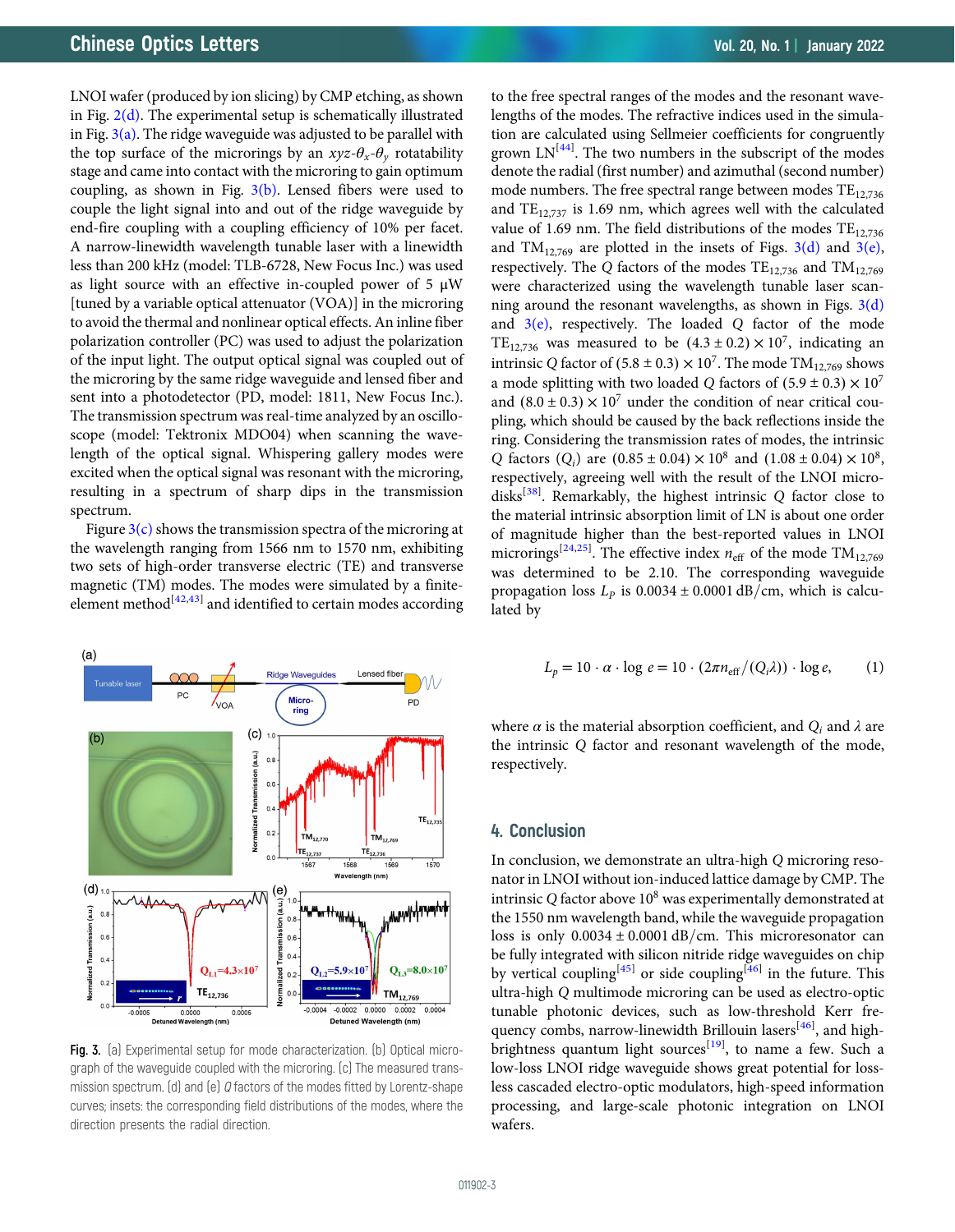LNOI wafer (produced by ion slicing) by CMP etching, as shown in Fig. 2(d). The experimental setup is schematically illustrated in Fig. 3(a). The ridge waveguide was adjusted to be parallel with the top surface of the microrings by an $xyz$-$\theta_x$-$\theta_y$ rotatability stage and came into contact with the microring to gain optimum coupling, as shown in Fig. 3(b). Lensed fibers were used to couple the light signal into and out of the ridge waveguide by end-fire coupling with a coupling efficiency of 10% per facet. A narrow-linewidth wavelength tunable laser with a linewidth less than 200 kHz (model: TLB-6728, New Focus Inc.) was used as light source with an effective in-coupled power of 5 μW [tuned by a variable optical attenuator (VOA)] in the microring to avoid the thermal and nonlinear optical effects. An inline fiber polarization controller (PC) was used to adjust the polarization of the input light. The output optical signal was coupled out of the microring by the same ridge waveguide and lensed fiber and sent into a photodetector (PD, model: 1811, New Focus Inc.). The transmission spectrum was real-time analyzed by an oscilloscope (model: Tektronix MDO04) when scanning the wavelength of the optical signal. Whispering gallery modes were excited when the optical signal was resonant with the microring, resulting in a spectrum of sharp dips in the transmission spectrum.

Figure 3(c) shows the transmission spectra of the microring at the wavelength ranging from 1566 nm to 1570 nm, exhibiting two sets of high-order transverse electric (TE) and transverse magnetic (TM) modes. The modes were simulated by a finite-element method[42,43] and identified to certain modes according to the free spectral ranges of the modes and the resonant wavelengths of the modes. The refractive indices used in the simulation are calculated using Sellmeier coefficients for congruently grown LN[44]. The two numbers in the subscript of the modes denote the radial (first number) and azimuthal (second number) mode numbers. The free spectral range between modes $TE_{12,736}$ and $TE_{12,737}$ is 1.69 nm, which agrees well with the calculated value of 1.69 nm. The field distributions of the modes $TE_{12,736}$ and $TM_{12,769}$ are plotted in the insets of Figs. 3(d) and 3(e), respectively. The $Q$ factors of the modes $TE_{12,736}$ and $TM_{12,769}$ were characterized using the wavelength tunable laser scanning around the resonant wavelengths, as shown in Figs. 3(d) and 3(e), respectively. The loaded $Q$ factor of the mode $TE_{12,736}$ was measured to be $(4.3 \pm 0.2) \times 10^7$, indicating an intrinsic $Q$ factor of $(5.8 \pm 0.3) \times 10^7$. The mode $TM_{12,769}$ shows a mode splitting with two loaded $Q$ factors of $(5.9 \pm 0.3) \times 10^7$ and $(8.0 \pm 0.3) \times 10^7$ under the condition of near critical coupling, which should be caused by the back reflections inside the ring. Considering the transmission rates of modes, the intrinsic $Q$ factors ($Q_i$) are $(0.85 \pm 0.04) \times 10^8$ and $(1.08 \pm 0.04) \times 10^8$, respectively, agreeing well with the result of the LNOI microdisks[38]. Remarkably, the highest intrinsic $Q$ factor close to the material intrinsic absorption limit of LN is about one order of magnitude higher than the best-reported values in LNOI microrings[24,25]. The effective index $n_{\mathrm{eff}}$ of the mode $TM_{12,769}$ was determined to be 2.10. The corresponding waveguide propagation loss $L_P$ is $0.0034 \pm 0.0001$ dB/cm, which is calculated by

$$L_p = 10 \cdot \alpha \cdot \log e = 10 \cdot (2\pi n_{\mathrm{eff}}/(Q_i \lambda)) \cdot \log e, \qquad (1)$$

where $\alpha$ is the material absorption coefficient, and $Q_i$ and $\lambda$ are the intrinsic $Q$ factor and resonant wavelength of the mode, respectively.

Fig. 3. (a) Experimental setup for mode characterization. (b) Optical micrograph of the waveguide coupled with the microring. (c) The measured transmission spectrum. (d) and (e) $Q$ factors of the modes fitted by Lorentz-shape curves; insets: the corresponding field distributions of the modes, where the direction presents the radial direction.

## 4. Conclusion

In conclusion, we demonstrate an ultra-high $Q$ microring resonator in LNOI without ion-induced lattice damage by CMP. The intrinsic $Q$ factor above $10^8$ was experimentally demonstrated at the 1550 nm wavelength band, while the waveguide propagation loss is only $0.0034 \pm 0.0001$ dB/cm. This microresonator can be fully integrated with silicon nitride ridge waveguides on chip by vertical coupling[45] or side coupling[46] in the future. This ultra-high $Q$ multimode microring can be used as electro-optic tunable photonic devices, such as low-threshold Kerr frequency combs, narrow-linewidth Brillouin lasers[46], and high-brightness quantum light sources[19], to name a few. Such a low-loss LNOI ridge waveguide shows great potential for lossless cascaded electro-optic modulators, high-speed information processing, and large-scale photonic integration on LNOI wafers.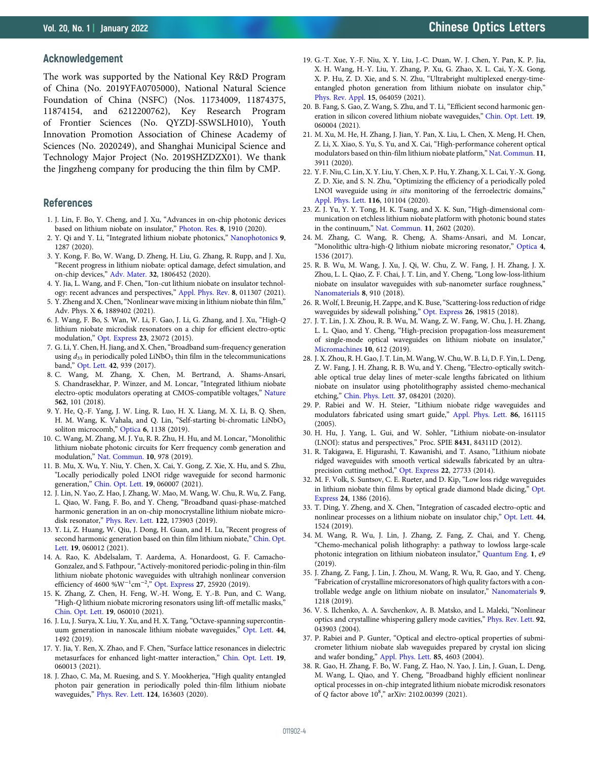## Acknowledgement

The work was supported by the National Key R&D Program of China (No. 2019YFA0705000), National Natural Science Foundation of China (NSFC) (Nos. 11734009, 11874375, 11874154, and 6212200762), Key Research Program of Frontier Sciences (No. QYZDJ-SSWSLH010), Youth Innovation Promotion Association of Chinese Academy of Sciences (No. 2020249), and Shanghai Municipal Science and Technology Major Project (No. 2019SHZDZX01). We thank the Jingzheng company for producing the thin film by CMP.

## References

1. J. Lin, F. Bo, Y. Cheng, and J. Xu, "Advances in on-chip photonic devices based on lithium niobate on insulator," Photon. Res. **8**, 1910 (2020).
2. Y. Qi and Y. Li, "Integrated lithium niobate photonics," Nanophotonics **9**, 1287 (2020).
3. Y. Kong, F. Bo, W. Wang, D. Zheng, H. Liu, G. Zhang, R. Rupp, and J. Xu, "Recent progress in lithium niobate: optical damage, defect simulation, and on-chip devices," Adv. Mater. **32**, 1806452 (2020).
4. Y. Jia, L. Wang, and F. Chen, "Ion-cut lithium niobate on insulator technology: recent advances and perspectives," Appl. Phys. Rev. **8**, 011307 (2021).
5. Y. Zheng and X. Chen, "Nonlinear wave mixing in lithium niobate thin film," Adv. Phys. X **6**, 1889402 (2021).
6. J. Wang, F. Bo, S. Wan, W. Li, F. Gao, J. Li, G. Zhang, and J. Xu, "High-Q lithium niobate microdisk resonators on a chip for efficient electro-optic modulation," Opt. Express **23**, 23072 (2015).
7. G. Li, Y. Chen, H. Jiang, and X. Chen, "Broadband sum-frequency generation using $d_{33}$ in periodically poled $LiNbO_3$ thin film in the telecommunications band," Opt. Lett. **42**, 939 (2017).
8. C. Wang, M. Zhang, X. Chen, M. Bertrand, A. Shams-Ansari, S. Chandrasekhar, P. Winzer, and M. Loncar, "Integrated lithium niobate electro-optic modulators operating at CMOS-compatible voltages," Nature **562**, 101 (2018).
9. Y. He, Q.-F. Yang, J. W. Ling, R. Luo, H. X. Liang, M. X. Li, B. Q. Shen, H. M. Wang, K. Vahala, and Q. Lin, "Self-starting bi-chromatic $LiNbO_3$ soliton microcomb," Optica **6**, 1138 (2019).
10. C. Wang, M. Zhang, M. J. Yu, R. R. Zhu, H. Hu, and M. Loncar, "Monolithic lithium niobate photonic circuits for Kerr frequency comb generation and modulation," Nat. Commun. **10**, 978 (2019).
11. B. Mu, X. Wu, Y. Niu, Y. Chen, X. Cai, Y. Gong, Z. Xie, X. Hu, and S. Zhu, "Locally periodically poled LNOI ridge waveguide for second harmonic generation," Chin. Opt. Lett. **19**, 060007 (2021).
12. J. Lin, N. Yao, Z. Hao, J. Zhang, W. Mao, M. Wang, W. Chu, R. Wu, Z. Fang, L. Qiao, W. Fang, F. Bo, and Y. Cheng, "Broadband quasi-phase-matched harmonic generation in an on-chip monocrystalline lithium niobate microdisk resonator," Phys. Rev. Lett. **122**, 173903 (2019).
13. Y. Li, Z. Huang, W. Qiu, J. Dong, H. Guan, and H. Lu, "Recent progress of second harmonic generation based on thin film lithium niobate," Chin. Opt. Lett. **19**, 060012 (2021).
14. A. Rao, K. Abdelsalam, T. Aardema, A. Honardoost, G. F. Camacho-Gonzalez, and S. Fathpour, "Actively-monitored periodic-poling in thin-film lithium niobate photonic waveguides with ultrahigh nonlinear conversion efficiency of 4600 $\%W^{-1}cm^{-2}$," Opt. Express **27**, 25920 (2019).
15. K. Zhang, Z. Chen, H. Feng, W.-H. Wong, E. Y.-B. Pun, and C. Wang, "High-Q lithium niobate microring resonators using lift-off metallic masks," Chin. Opt. Lett. **19**, 060010 (2021).
16. J. Lu, J. Surya, X. Liu, Y. Xu, and H. X. Tang, "Octave-spanning supercontinuum generation in nanoscale lithium niobate waveguides," Opt. Lett. **44**, 1492 (2019).
17. Y. Jia, Y. Ren, X. Zhao, and F. Chen, "Surface lattice resonances in dielectric metasurfaces for enhanced light-matter interaction," Chin. Opt. Lett. **19**, 060013 (2021).
18. J. Zhao, C. Ma, M. Ruesing, and S. Y. Mookherjea, "High quality entangled photon pair generation in periodically poled thin-film lithium niobate waveguides," Phys. Rev. Lett. **124**, 163603 (2020).
19. G.-T. Xue, Y.-F. Niu, X. Y. Liu, J.-C. Duan, W. J. Chen, Y. Pan, K. P. Jia, X. H. Wang, H.-Y. Liu, Y. Zhang, P. Xu, G. Zhao, X. L. Cai, Y.-X. Gong, X. P. Hu, Z. D. Xie, and S. N. Zhu, "Ultrabright multiplexed energy-time-entangled photon generation from lithium niobate on insulator chip," Phys. Rev. Appl. **15**, 064059 (2021).
20. B. Fang, S. Gao, Z. Wang, S. Zhu, and T. Li, "Efficient second harmonic generation in silicon covered lithium niobate waveguides," Chin. Opt. Lett. **19**, 060004 (2021).
21. M. Xu, M. He, H. Zhang, J. Jian, Y. Pan, X. Liu, L. Chen, X. Meng, H. Chen, Z. Li, X. Xiao, S. Yu, S. Yu, and X. Cai, "High-performance coherent optical modulators based on thin-film lithium niobate platform," Nat. Commun. **11**, 3911 (2020).
22. Y. F. Niu, C. Lin, X. Y. Liu, Y. Chen, X. P. Hu, Y. Zhang, X. L. Cai, Y.-X. Gong, Z. D. Xie, and S. N. Zhu, "Optimizing the efficiency of a periodically poled LNOI waveguide using *in situ* monitoring of the ferroelectric domains," Appl. Phys. Lett. **116**, 101104 (2020).
23. Z. J. Yu, Y. Y. Tong, H. K. Tsang, and X. K. Sun, "High-dimensional communication on etchless lithium niobate platform with photonic bound states in the continuum," Nat. Commun. **11**, 2602 (2020).
24. M. Zhang, C. Wang, R. Cheng, A. Shams-Ansari, and M. Loncar, "Monolithic ultra-high-Q lithium niobate microring resonator," Optica **4**, 1536 (2017).
25. R. B. Wu, M. Wang, J. Xu, J. Qi, W. Chu, Z. W. Fang, J. H. Zhang, J. X. Zhou, L. L. Qiao, Z. F. Chai, J. T. Lin, and Y. Cheng, "Long low-loss-lithium niobate on insulator waveguides with sub-nanometer surface roughness," Nanomaterials **8**, 910 (2018).
26. R. Wolf, I. Breunig, H. Zappe, and K. Buse, "Scattering-loss reduction of ridge waveguides by sidewall polishing," Opt. Express **26**, 19815 (2018).
27. J. T. Lin, J. X. Zhou, R. B. Wu, M. Wang, Z. W. Fang, W. Chu, J. H. Zhang, L. L. Qiao, and Y. Cheng, "High-precision propagation-loss measurement of single-mode optical waveguides on lithium niobate on insulator," Micromachines **10**, 612 (2019).
28. J. X. Zhou, R. H. Gao, J. T. Lin, M. Wang, W. Chu, W. B. Li, D. F. Yin, L. Deng, Z. W. Fang, J. H. Zhang, R. B. Wu, and Y. Cheng, "Electro-optically switchable optical true delay lines of meter-scale lengths fabricated on lithium niobate on insulator using photolithography assisted chemo-mechanical etching," Chin. Phys. Lett. **37**, 084201 (2020).
29. P. Rabiei and W. H. Steier, "Lithium niobate ridge waveguides and modulators fabricated using smart guide," Appl. Phys. Lett. **86**, 161115 (2005).
30. H. Hu, J. Yang, L. Gui, and W. Sohler, "Lithium niobate-on-insulator (LNOI): status and perspectives," Proc. SPIE **8431**, 84311D (2012).
31. R. Takigawa, E. Higurashi, T. Kawanishi, and T. Asano, "Lithium niobate ridged waveguides with smooth vertical sidewalls fabricated by an ultra-precision cutting method," Opt. Express **22**, 27733 (2014).
32. M. F. Volk, S. Suntsov, C. E. Rueter, and D. Kip, "Low loss ridge waveguides in lithium niobate thin films by optical grade diamond blade dicing," Opt. Express **24**, 1386 (2016).
33. T. Ding, Y. Zheng, and X. Chen, "Integration of cascaded electro-optic and nonlinear processes on a lithium niobate on insulator chip," Opt. Lett. **44**, 1524 (2019).
34. M. Wang, R. Wu, J. Lin, J. Zhang, Z. Fang, Z. Chai, and Y. Cheng, "Chemo-mechanical polish lithography: a pathway to lowloss large-scale photonic integration on lithium niobate insulator," Quantum Eng. **1**, e9 (2019).
35. J. Zhang, Z. Fang, J. Lin, J. Zhou, M. Wang, R. Wu, R. Gao, and Y. Cheng, "Fabrication of crystalline microresonators of high quality factors with a controllable wedge angle on lithium niobate on insulator," Nanomaterials **9**, 1218 (2019).
36. V. S. Ilchenko, A. A. Savchenkov, A. B. Matsko, and L. Maleki, "Nonlinear optics and crystalline whispering gallery mode cavities," Phys. Rev. Lett. **92**, 043903 (2004).
37. P. Rabiei and P. Gunter, "Optical and electro-optical properties of submicrometer lithium niobate slab waveguides prepared by crystal ion slicing and wafer bonding," Appl. Phys. Lett. **85**, 4603 (2004).
38. R. Gao, H. Zhang, F. Bo, W. Fang, Z. Hao, N. Yao, J. Lin, J. Guan, L. Deng, M. Wang, L. Qiao, and Y. Cheng, "Broadband highly efficient nonlinear optical processes in on-chip integrated lithium niobate microdisk resonators of Q factor above $10^8$," arXiv: 2102.00399 (2021).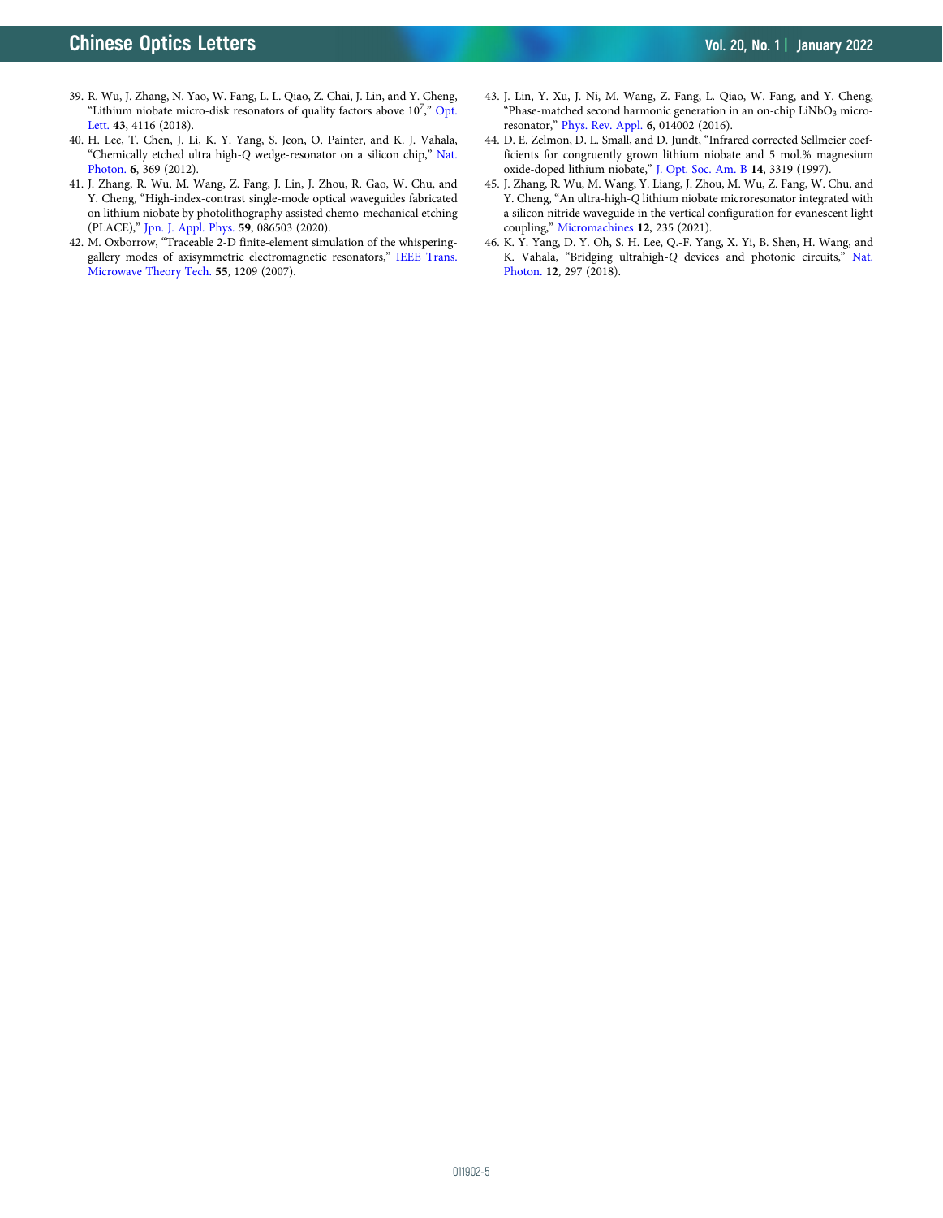39. R. Wu, J. Zhang, N. Yao, W. Fang, L. L. Qiao, Z. Chai, J. Lin, and Y. Cheng, "Lithium niobate micro-disk resonators of quality factors above $10^7$," Opt. Lett. **43**, 4116 (2018).
40. H. Lee, T. Chen, J. Li, K. Y. Yang, S. Jeon, O. Painter, and K. J. Vahala, "Chemically etched ultra high-*Q* wedge-resonator on a silicon chip," Nat. Photon. **6**, 369 (2012).
41. J. Zhang, R. Wu, M. Wang, Z. Fang, J. Lin, J. Zhou, R. Gao, W. Chu, and Y. Cheng, "High-index-contrast single-mode optical waveguides fabricated on lithium niobate by photolithography assisted chemo-mechanical etching (PLACE)," Jpn. J. Appl. Phys. **59**, 086503 (2020).
42. M. Oxborrow, "Traceable 2-D finite-element simulation of the whispering-gallery modes of axisymmetric electromagnetic resonators," IEEE Trans. Microwave Theory Tech. **55**, 1209 (2007).
43. J. Lin, Y. Xu, J. Ni, M. Wang, Z. Fang, L. Qiao, W. Fang, and Y. Cheng, "Phase-matched second harmonic generation in an on-chip $LiNbO_3$ micro-resonator," Phys. Rev. Appl. **6**, 014002 (2016).
44. D. E. Zelmon, D. L. Small, and D. Jundt, "Infrared corrected Sellmeier coefficients for congruently grown lithium niobate and 5 mol.% magnesium oxide-doped lithium niobate," J. Opt. Soc. Am. B **14**, 3319 (1997).
45. J. Zhang, R. Wu, M. Wang, Y. Liang, J. Zhou, M. Wu, Z. Fang, W. Chu, and Y. Cheng, "An ultra-high-*Q* lithium niobate microresonator integrated with a silicon nitride waveguide in the vertical configuration for evanescent light coupling," Micromachines **12**, 235 (2021).
46. K. Y. Yang, D. Y. Oh, S. H. Lee, Q.-F. Yang, X. Yi, B. Shen, H. Wang, and K. Vahala, "Bridging ultrahigh-*Q* devices and photonic circuits," Nat. Photon. **12**, 297 (2018).